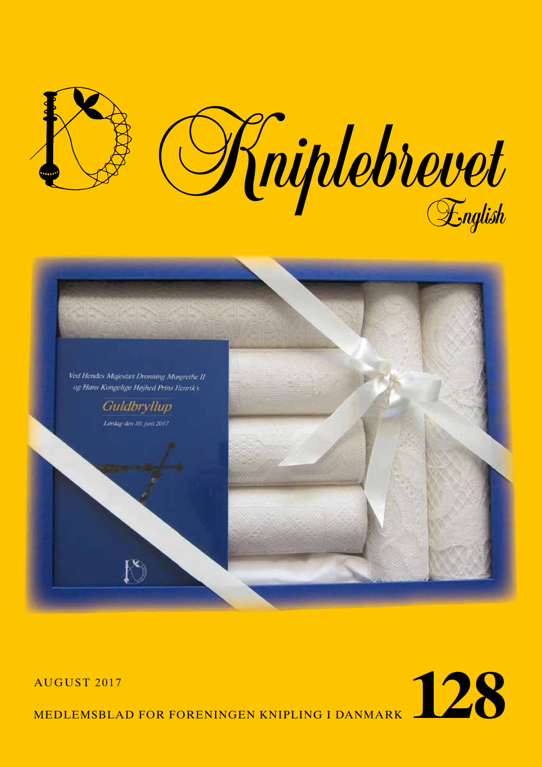# Kniplebrevet

English

AUGUST 2017

MEDLEMSBLAD FOR FORENINGEN KNIPLING I DANMARK

**128**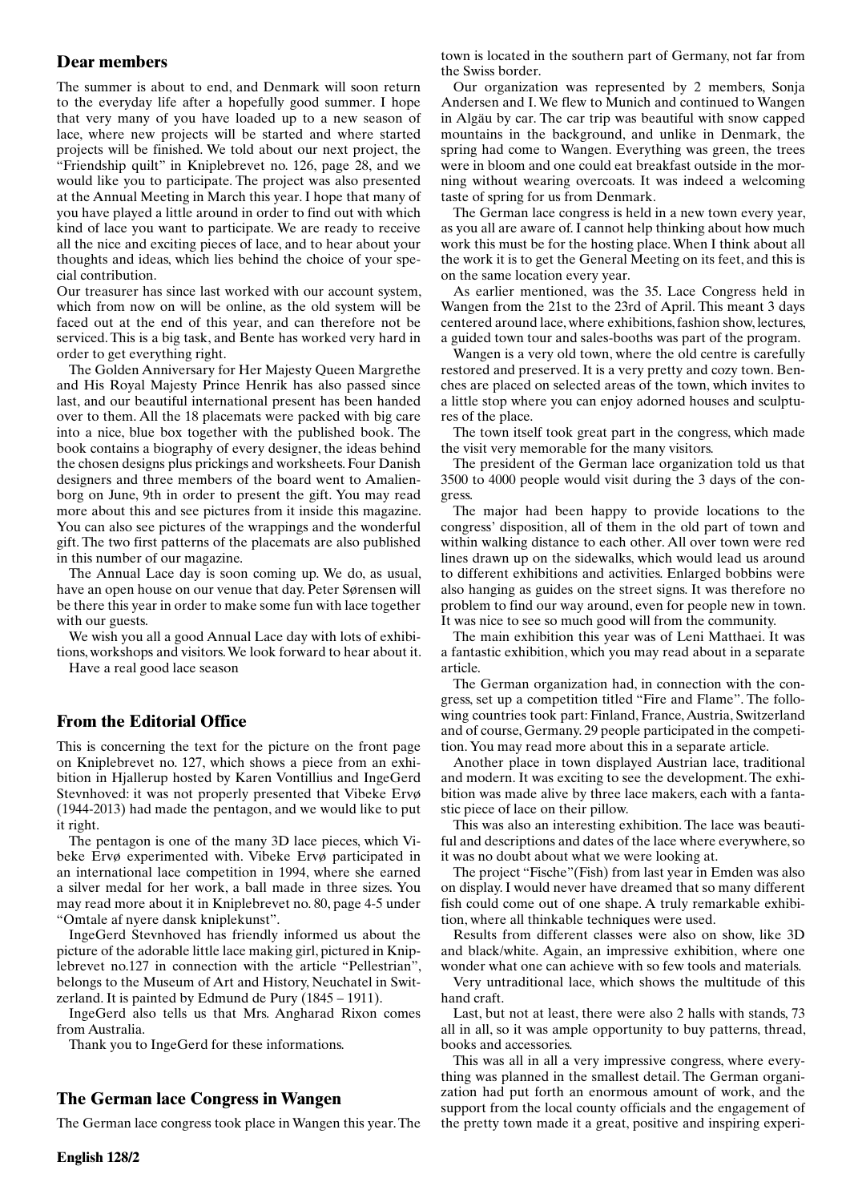## Dear members

The summer is about to end, and Denmark will soon return to the everyday life after a hopefully good summer. I hope that very many of you have loaded up to a new season of lace, where new projects will be started and where started projects will be finished. We told about our next project, the "Friendship quilt" in Kniplebrevet no. 126, page 28, and we would like you to participate. The project was also presented at the Annual Meeting in March this year. I hope that many of you have played a little around in order to find out with which kind of lace you want to participate. We are ready to receive all the nice and exciting pieces of lace, and to hear about your thoughts and ideas, which lies behind the choice of your special contribution.

Our treasurer has since last worked with our account system, which from now on will be online, as the old system will be faced out at the end of this year, and can therefore not be serviced. This is a big task, and Bente has worked very hard in order to get everything right.

The Golden Anniversary for Her Majesty Queen Margrethe and His Royal Majesty Prince Henrik has also passed since last, and our beautiful international present has been handed over to them. All the 18 placemats were packed with big care into a nice, blue box together with the published book. The book contains a biography of every designer, the ideas behind the chosen designs plus prickings and worksheets. Four Danish designers and three members of the board went to Amalienborg on June, 9th in order to present the gift. You may read more about this and see pictures from it inside this magazine. You can also see pictures of the wrappings and the wonderful gift. The two first patterns of the placemats are also published in this number of our magazine.

The Annual Lace day is soon coming up. We do, as usual, have an open house on our venue that day. Peter Sørensen will be there this year in order to make some fun with lace together with our guests.

We wish you all a good Annual Lace day with lots of exhibitions, workshops and visitors. We look forward to hear about it.

Have a real good lace season

## From the Editorial Office

This is concerning the text for the picture on the front page on Kniplebrevet no. 127, which shows a piece from an exhibition in Hjallerup hosted by Karen Vontillius and IngeGerd Stevnhoved: it was not properly presented that Vibeke Ervø (1944-2013) had made the pentagon, and we would like to put it right.

The pentagon is one of the many 3D lace pieces, which Vibeke Ervø experimented with. Vibeke Ervø participated in an international lace competition in 1994, where she earned a silver medal for her work, a ball made in three sizes. You may read more about it in Kniplebrevet no. 80, page 4-5 under "Omtale af nyere dansk kniplekunst".

IngeGerd Stevnhoved has friendly informed us about the picture of the adorable little lace making girl, pictured in Kniplebrevet no.127 in connection with the article "Pellestrian", belongs to the Museum of Art and History, Neuchatel in Switzerland. It is painted by Edmund de Pury (1845 – 1911).

IngeGerd also tells us that Mrs. Angharad Rixon comes from Australia.

Thank you to IngeGerd for these informations.

## The German lace Congress in Wangen

The German lace congress took place in Wangen this year. The town is located in the southern part of Germany, not far from the Swiss border.

Our organization was represented by 2 members, Sonja Andersen and I. We flew to Munich and continued to Wangen in Algäu by car. The car trip was beautiful with snow capped mountains in the background, and unlike in Denmark, the spring had come to Wangen. Everything was green, the trees were in bloom and one could eat breakfast outside in the morning without wearing overcoats. It was indeed a welcoming taste of spring for us from Denmark.

The German lace congress is held in a new town every year, as you all are aware of. I cannot help thinking about how much work this must be for the hosting place. When I think about all the work it is to get the General Meeting on its feet, and this is on the same location every year.

As earlier mentioned, was the 35. Lace Congress held in Wangen from the 21st to the 23rd of April. This meant 3 days centered around lace, where exhibitions, fashion show, lectures, a guided town tour and sales-booths was part of the program.

Wangen is a very old town, where the old centre is carefully restored and preserved. It is a very pretty and cozy town. Benches are placed on selected areas of the town, which invites to a little stop where you can enjoy adorned houses and sculptures of the place.

The town itself took great part in the congress, which made the visit very memorable for the many visitors.

The president of the German lace organization told us that 3500 to 4000 people would visit during the 3 days of the congress.

The major had been happy to provide locations to the congress' disposition, all of them in the old part of town and within walking distance to each other. All over town were red lines drawn up on the sidewalks, which would lead us around to different exhibitions and activities. Enlarged bobbins were also hanging as guides on the street signs. It was therefore no problem to find our way around, even for people new in town. It was nice to see so much good will from the community.

The main exhibition this year was of Leni Matthaei. It was a fantastic exhibition, which you may read about in a separate article.

The German organization had, in connection with the congress, set up a competition titled "Fire and Flame". The following countries took part: Finland, France, Austria, Switzerland and of course, Germany. 29 people participated in the competition. You may read more about this in a separate article.

Another place in town displayed Austrian lace, traditional and modern. It was exciting to see the development. The exhibition was made alive by three lace makers, each with a fantastic piece of lace on their pillow.

This was also an interesting exhibition. The lace was beautiful and descriptions and dates of the lace where everywhere, so it was no doubt about what we were looking at.

The project "Fische"(Fish) from last year in Emden was also on display. I would never have dreamed that so many different fish could come out of one shape. A truly remarkable exhibition, where all thinkable techniques were used.

Results from different classes were also on show, like 3D and black/white. Again, an impressive exhibition, where one wonder what one can achieve with so few tools and materials.

Very untraditional lace, which shows the multitude of this hand craft.

Last, but not at least, there were also 2 halls with stands, 73 all in all, so it was ample opportunity to buy patterns, thread, books and accessories.

This was all in all a very impressive congress, where everything was planned in the smallest detail. The German organization had put forth an enormous amount of work, and the support from the local county officials and the engagement of the pretty town made it a great, positive and inspiring experi-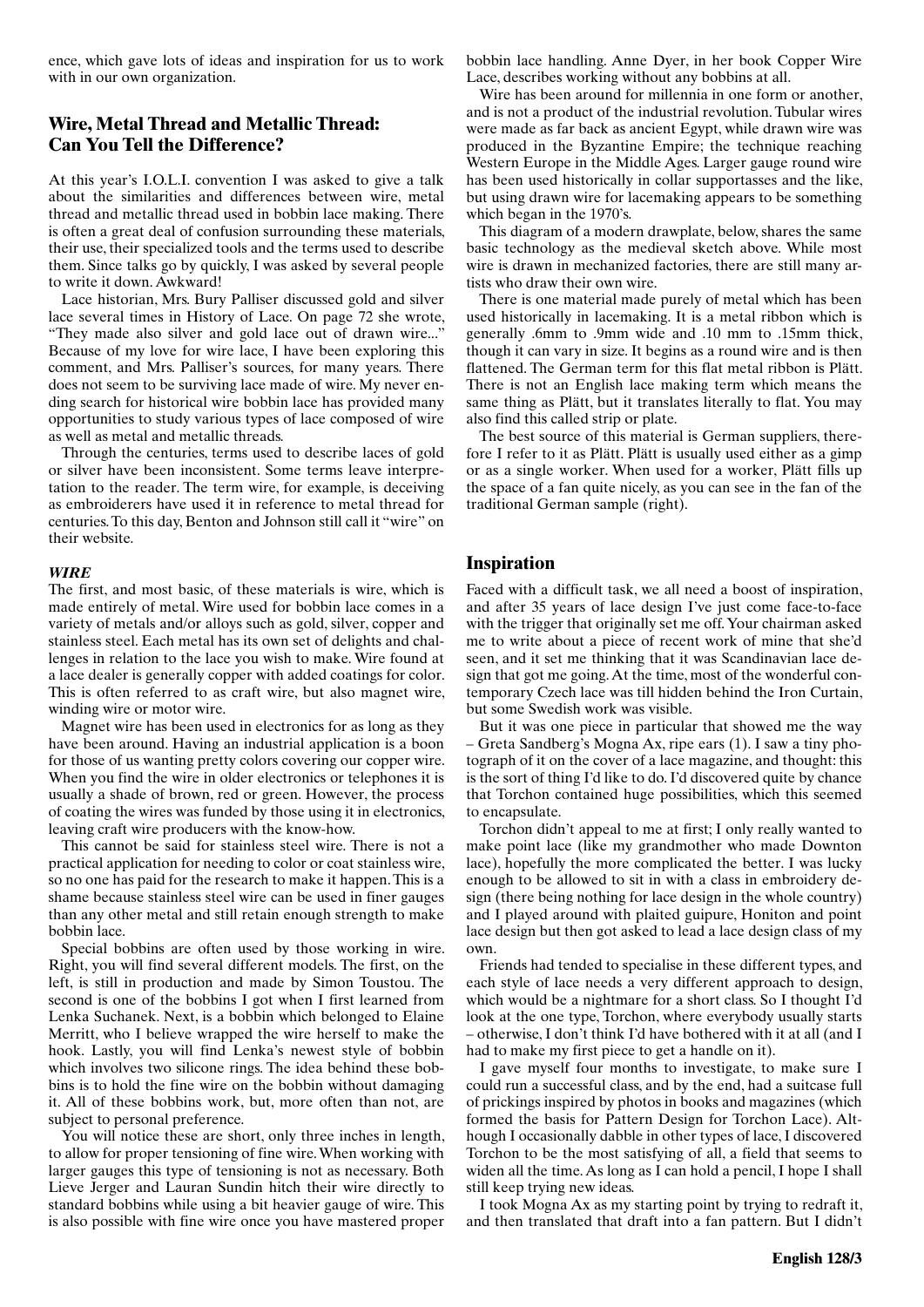ence, which gave lots of ideas and inspiration for us to work with in our own organization.

## Wire, Metal Thread and Metallic Thread: Can You Tell the Difference?

At this year's I.O.L.I. convention I was asked to give a talk about the similarities and differences between wire, metal thread and metallic thread used in bobbin lace making. There is often a great deal of confusion surrounding these materials, their use, their specialized tools and the terms used to describe them. Since talks go by quickly, I was asked by several people to write it down. Awkward!

Lace historian, Mrs. Bury Palliser discussed gold and silver lace several times in History of Lace. On page 72 she wrote, "They made also silver and gold lace out of drawn wire..." Because of my love for wire lace, I have been exploring this comment, and Mrs. Palliser's sources, for many years. There does not seem to be surviving lace made of wire. My never ending search for historical wire bobbin lace has provided many opportunities to study various types of lace composed of wire as well as metal and metallic threads.

Through the centuries, terms used to describe laces of gold or silver have been inconsistent. Some terms leave interpretation to the reader. The term wire, for example, is deceiving as embroiderers have used it in reference to metal thread for centuries. To this day, Benton and Johnson still call it "wire" on their website.

### *WIRE*

The first, and most basic, of these materials is wire, which is made entirely of metal. Wire used for bobbin lace comes in a variety of metals and/or alloys such as gold, silver, copper and stainless steel. Each metal has its own set of delights and challenges in relation to the lace you wish to make. Wire found at a lace dealer is generally copper with added coatings for color. This is often referred to as craft wire, but also magnet wire, winding wire or motor wire.

Magnet wire has been used in electronics for as long as they have been around. Having an industrial application is a boon for those of us wanting pretty colors covering our copper wire. When you find the wire in older electronics or telephones it is usually a shade of brown, red or green. However, the process of coating the wires was funded by those using it in electronics, leaving craft wire producers with the know-how.

This cannot be said for stainless steel wire. There is not a practical application for needing to color or coat stainless wire, so no one has paid for the research to make it happen. This is a shame because stainless steel wire can be used in finer gauges than any other metal and still retain enough strength to make bobbin lace.

Special bobbins are often used by those working in wire. Right, you will find several different models. The first, on the left, is still in production and made by Simon Toustou. The second is one of the bobbins I got when I first learned from Lenka Suchanek. Next, is a bobbin which belonged to Elaine Merritt, who I believe wrapped the wire herself to make the hook. Lastly, you will find Lenka's newest style of bobbin which involves two silicone rings. The idea behind these bobbins is to hold the fine wire on the bobbin without damaging it. All of these bobbins work, but, more often than not, are subject to personal preference.

You will notice these are short, only three inches in length, to allow for proper tensioning of fine wire. When working with larger gauges this type of tensioning is not as necessary. Both Lieve Jerger and Lauran Sundin hitch their wire directly to standard bobbins while using a bit heavier gauge of wire. This is also possible with fine wire once you have mastered proper bobbin lace handling. Anne Dyer, in her book Copper Wire Lace, describes working without any bobbins at all.

Wire has been around for millennia in one form or another, and is not a product of the industrial revolution. Tubular wires were made as far back as ancient Egypt, while drawn wire was produced in the Byzantine Empire; the technique reaching Western Europe in the Middle Ages. Larger gauge round wire has been used historically in collar supportasses and the like, but using drawn wire for lacemaking appears to be something which began in the 1970's.

This diagram of a modern drawplate, below, shares the same basic technology as the medieval sketch above. While most wire is drawn in mechanized factories, there are still many artists who draw their own wire.

There is one material made purely of metal which has been used historically in lacemaking. It is a metal ribbon which is generally .6mm to .9mm wide and .10 mm to .15mm thick, though it can vary in size. It begins as a round wire and is then flattened. The German term for this flat metal ribbon is Plätt. There is not an English lace making term which means the same thing as Plätt, but it translates literally to flat. You may also find this called strip or plate.

The best source of this material is German suppliers, therefore I refer to it as Plätt. Plätt is usually used either as a gimp or as a single worker. When used for a worker, Plätt fills up the space of a fan quite nicely, as you can see in the fan of the traditional German sample (right).

## Inspiration

Faced with a difficult task, we all need a boost of inspiration, and after 35 years of lace design I've just come face-to-face with the trigger that originally set me off. Your chairman asked me to write about a piece of recent work of mine that she'd seen, and it set me thinking that it was Scandinavian lace design that got me going. At the time, most of the wonderful contemporary Czech lace was till hidden behind the Iron Curtain, but some Swedish work was visible.

But it was one piece in particular that showed me the way – Greta Sandberg's Mogna Ax, ripe ears (1). I saw a tiny photograph of it on the cover of a lace magazine, and thought: this is the sort of thing I'd like to do. I'd discovered quite by chance that Torchon contained huge possibilities, which this seemed to encapsulate.

Torchon didn't appeal to me at first; I only really wanted to make point lace (like my grandmother who made Downton lace), hopefully the more complicated the better. I was lucky enough to be allowed to sit in with a class in embroidery design (there being nothing for lace design in the whole country) and I played around with plaited guipure, Honiton and point lace design but then got asked to lead a lace design class of my own.

Friends had tended to specialise in these different types, and each style of lace needs a very different approach to design, which would be a nightmare for a short class. So I thought I'd look at the one type, Torchon, where everybody usually starts – otherwise, I don't think I'd have bothered with it at all (and I had to make my first piece to get a handle on it).

I gave myself four months to investigate, to make sure I could run a successful class, and by the end, had a suitcase full of prickings inspired by photos in books and magazines (which formed the basis for Pattern Design for Torchon Lace). Although I occasionally dabble in other types of lace, I discovered Torchon to be the most satisfying of all, a field that seems to widen all the time. As long as I can hold a pencil, I hope I shall still keep trying new ideas.

I took Mogna Ax as my starting point by trying to redraft it, and then translated that draft into a fan pattern. But I didn't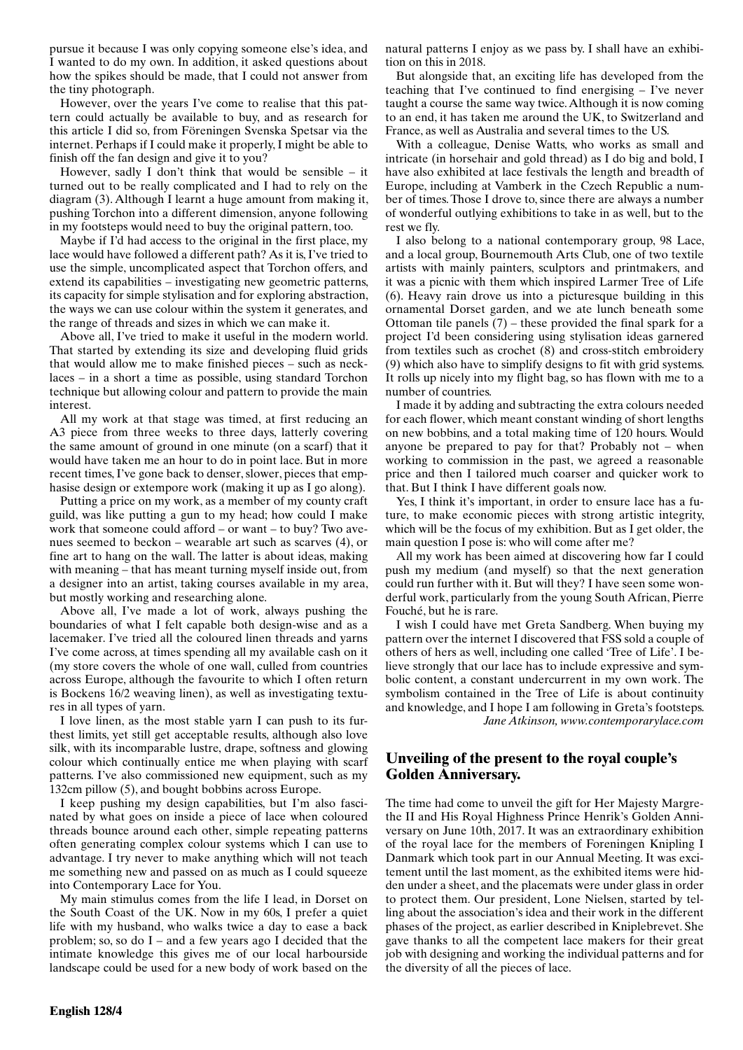pursue it because I was only copying someone else's idea, and I wanted to do my own. In addition, it asked questions about how the spikes should be made, that I could not answer from the tiny photograph.

However, over the years I've come to realise that this pattern could actually be available to buy, and as research for this article I did so, from Föreningen Svenska Spetsar via the internet. Perhaps if I could make it properly, I might be able to finish off the fan design and give it to you?

However, sadly I don't think that would be sensible – it turned out to be really complicated and I had to rely on the diagram (3). Although I learnt a huge amount from making it, pushing Torchon into a different dimension, anyone following in my footsteps would need to buy the original pattern, too.

Maybe if I'd had access to the original in the first place, my lace would have followed a different path? As it is, I've tried to use the simple, uncomplicated aspect that Torchon offers, and extend its capabilities – investigating new geometric patterns, its capacity for simple stylisation and for exploring abstraction, the ways we can use colour within the system it generates, and the range of threads and sizes in which we can make it.

Above all, I've tried to make it useful in the modern world. That started by extending its size and developing fluid grids that would allow me to make finished pieces – such as necklaces – in a short a time as possible, using standard Torchon technique but allowing colour and pattern to provide the main interest.

All my work at that stage was timed, at first reducing an A3 piece from three weeks to three days, latterly covering the same amount of ground in one minute (on a scarf) that it would have taken me an hour to do in point lace. But in more recent times, I've gone back to denser, slower, pieces that emphasise design or extempore work (making it up as I go along).

Putting a price on my work, as a member of my county craft guild, was like putting a gun to my head; how could I make work that someone could afford – or want – to buy? Two avenues seemed to beckon – wearable art such as scarves (4), or fine art to hang on the wall. The latter is about ideas, making with meaning – that has meant turning myself inside out, from a designer into an artist, taking courses available in my area, but mostly working and researching alone.

Above all, I've made a lot of work, always pushing the boundaries of what I felt capable both design-wise and as a lacemaker. I've tried all the coloured linen threads and yarns I've come across, at times spending all my available cash on it (my store covers the whole of one wall, culled from countries across Europe, although the favourite to which I often return is Bockens 16/2 weaving linen), as well as investigating textures in all types of yarn.

I love linen, as the most stable yarn I can push to its furthest limits, yet still get acceptable results, although also love silk, with its incomparable lustre, drape, softness and glowing colour which continually entice me when playing with scarf patterns. I've also commissioned new equipment, such as my 132cm pillow (5), and bought bobbins across Europe.

I keep pushing my design capabilities, but I'm also fascinated by what goes on inside a piece of lace when coloured threads bounce around each other, simple repeating patterns often generating complex colour systems which I can use to advantage. I try never to make anything which will not teach me something new and passed on as much as I could squeeze into Contemporary Lace for You.

My main stimulus comes from the life I lead, in Dorset on the South Coast of the UK. Now in my 60s, I prefer a quiet life with my husband, who walks twice a day to ease a back problem; so, so do I – and a few years ago I decided that the intimate knowledge this gives me of our local harbourside landscape could be used for a new body of work based on the natural patterns I enjoy as we pass by. I shall have an exhibition on this in 2018.

But alongside that, an exciting life has developed from the teaching that I've continued to find energising – I've never taught a course the same way twice. Although it is now coming to an end, it has taken me around the UK, to Switzerland and France, as well as Australia and several times to the US.

With a colleague, Denise Watts, who works as small and intricate (in horsehair and gold thread) as I do big and bold, I have also exhibited at lace festivals the length and breadth of Europe, including at Vamberk in the Czech Republic a number of times. Those I drove to, since there are always a number of wonderful outlying exhibitions to take in as well, but to the rest we fly.

I also belong to a national contemporary group, 98 Lace, and a local group, Bournemouth Arts Club, one of two textile artists with mainly painters, sculptors and printmakers, and it was a picnic with them which inspired Larmer Tree of Life (6). Heavy rain drove us into a picturesque building in this ornamental Dorset garden, and we ate lunch beneath some Ottoman tile panels (7) – these provided the final spark for a project I'd been considering using stylisation ideas garnered from textiles such as crochet (8) and cross-stitch embroidery (9) which also have to simplify designs to fit with grid systems. It rolls up nicely into my flight bag, so has flown with me to a number of countries.

I made it by adding and subtracting the extra colours needed for each flower, which meant constant winding of short lengths on new bobbins, and a total making time of 120 hours. Would anyone be prepared to pay for that? Probably not – when working to commission in the past, we agreed a reasonable price and then I tailored much coarser and quicker work to that. But I think I have different goals now.

Yes, I think it's important, in order to ensure lace has a future, to make economic pieces with strong artistic integrity, which will be the focus of my exhibition. But as I get older, the main question I pose is: who will come after me?

All my work has been aimed at discovering how far I could push my medium (and myself) so that the next generation could run further with it. But will they? I have seen some wonderful work, particularly from the young South African, Pierre Fouché, but he is rare.

I wish I could have met Greta Sandberg. When buying my pattern over the internet I discovered that FSS sold a couple of others of hers as well, including one called 'Tree of Life'. I believe strongly that our lace has to include expressive and symbolic content, a constant undercurrent in my own work. The symbolism contained in the Tree of Life is about continuity and knowledge, and I hope I am following in Greta's footsteps.

*Jane Atkinson, www.contemporarylace.com*

## Unveiling of the present to the royal couple's Golden Anniversary.

The time had come to unveil the gift for Her Majesty Margrethe II and His Royal Highness Prince Henrik's Golden Anniversary on June 10th, 2017. It was an extraordinary exhibition of the royal lace for the members of Foreningen Knipling I Danmark which took part in our Annual Meeting. It was excitement until the last moment, as the exhibited items were hidden under a sheet, and the placemats were under glass in order to protect them. Our president, Lone Nielsen, started by telling about the association's idea and their work in the different phases of the project, as earlier described in Kniplebrevet. She gave thanks to all the competent lace makers for their great job with designing and working the individual patterns and for the diversity of all the pieces of lace.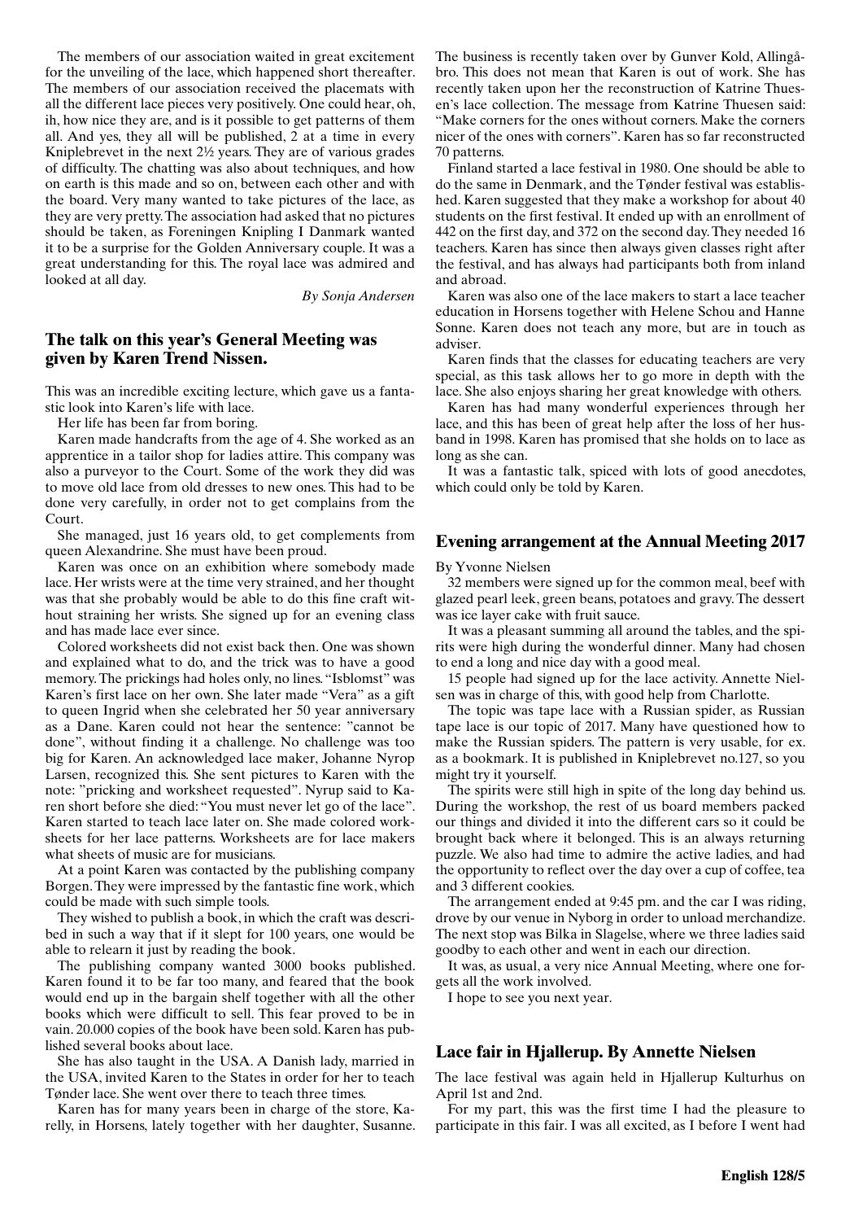The members of our association waited in great excitement for the unveiling of the lace, which happened short thereafter. The members of our association received the placemats with all the different lace pieces very positively. One could hear, oh, ih, how nice they are, and is it possible to get patterns of them all. And yes, they all will be published, 2 at a time in every Kniplebrevet in the next 2½ years. They are of various grades of difficulty. The chatting was also about techniques, and how on earth is this made and so on, between each other and with the board. Very many wanted to take pictures of the lace, as they are very pretty. The association had asked that no pictures should be taken, as Foreningen Knipling I Danmark wanted it to be a surprise for the Golden Anniversary couple. It was a great understanding for this. The royal lace was admired and looked at all day.

*By Sonja Andersen*

## The talk on this year's General Meeting was given by Karen Trend Nissen.

This was an incredible exciting lecture, which gave us a fantastic look into Karen's life with lace.

Her life has been far from boring.

Karen made handcrafts from the age of 4. She worked as an apprentice in a tailor shop for ladies attire. This company was also a purveyor to the Court. Some of the work they did was to move old lace from old dresses to new ones. This had to be done very carefully, in order not to get complains from the Court.

She managed, just 16 years old, to get complements from queen Alexandrine. She must have been proud.

Karen was once on an exhibition where somebody made lace. Her wrists were at the time very strained, and her thought was that she probably would be able to do this fine craft without straining her wrists. She signed up for an evening class and has made lace ever since.

Colored worksheets did not exist back then. One was shown and explained what to do, and the trick was to have a good memory. The prickings had holes only, no lines. "Isblomst" was Karen's first lace on her own. She later made "Vera" as a gift to queen Ingrid when she celebrated her 50 year anniversary as a Dane. Karen could not hear the sentence: "cannot be done", without finding it a challenge. No challenge was too big for Karen. An acknowledged lace maker, Johanne Nyrop Larsen, recognized this. She sent pictures to Karen with the note: "pricking and worksheet requested". Nyrup said to Karen short before she died: "You must never let go of the lace". Karen started to teach lace later on. She made colored worksheets for her lace patterns. Worksheets are for lace makers what sheets of music are for musicians.

At a point Karen was contacted by the publishing company Borgen. They were impressed by the fantastic fine work, which could be made with such simple tools.

They wished to publish a book, in which the craft was described in such a way that if it slept for 100 years, one would be able to relearn it just by reading the book.

The publishing company wanted 3000 books published. Karen found it to be far too many, and feared that the book would end up in the bargain shelf together with all the other books which were difficult to sell. This fear proved to be in vain. 20.000 copies of the book have been sold. Karen has published several books about lace.

She has also taught in the USA. A Danish lady, married in the USA, invited Karen to the States in order for her to teach Tønder lace. She went over there to teach three times.

Karen has for many years been in charge of the store, Karelly, in Horsens, lately together with her daughter, Susanne. The business is recently taken over by Gunver Kold, Allingåbro. This does not mean that Karen is out of work. She has recently taken upon her the reconstruction of Katrine Thuesen's lace collection. The message from Katrine Thuesen said: "Make corners for the ones without corners. Make the corners nicer of the ones with corners". Karen has so far reconstructed 70 patterns.

Finland started a lace festival in 1980. One should be able to do the same in Denmark, and the Tønder festival was established. Karen suggested that they make a workshop for about 40 students on the first festival. It ended up with an enrollment of 442 on the first day, and 372 on the second day. They needed 16 teachers. Karen has since then always given classes right after the festival, and has always had participants both from inland and abroad.

Karen was also one of the lace makers to start a lace teacher education in Horsens together with Helene Schou and Hanne Sonne. Karen does not teach any more, but are in touch as adviser.

Karen finds that the classes for educating teachers are very special, as this task allows her to go more in depth with the lace. She also enjoys sharing her great knowledge with others.

Karen has had many wonderful experiences through her lace, and this has been of great help after the loss of her husband in 1998. Karen has promised that she holds on to lace as long as she can.

It was a fantastic talk, spiced with lots of good anecdotes, which could only be told by Karen.

## Evening arrangement at the Annual Meeting 2017

By Yvonne Nielsen

32 members were signed up for the common meal, beef with glazed pearl leek, green beans, potatoes and gravy. The dessert was ice layer cake with fruit sauce.

It was a pleasant summing all around the tables, and the spirits were high during the wonderful dinner. Many had chosen to end a long and nice day with a good meal.

15 people had signed up for the lace activity. Annette Nielsen was in charge of this, with good help from Charlotte.

The topic was tape lace with a Russian spider, as Russian tape lace is our topic of 2017. Many have questioned how to make the Russian spiders. The pattern is very usable, for ex. as a bookmark. It is published in Kniplebrevet no.127, so you might try it yourself.

The spirits were still high in spite of the long day behind us. During the workshop, the rest of us board members packed our things and divided it into the different cars so it could be brought back where it belonged. This is an always returning puzzle. We also had time to admire the active ladies, and had the opportunity to reflect over the day over a cup of coffee, tea and 3 different cookies.

The arrangement ended at 9:45 pm. and the car I was riding, drove by our venue in Nyborg in order to unload merchandize. The next stop was Bilka in Slagelse, where we three ladies said goodby to each other and went in each our direction.

It was, as usual, a very nice Annual Meeting, where one forgets all the work involved.

I hope to see you next year.

## Lace fair in Hjallerup. By Annette Nielsen

The lace festival was again held in Hjallerup Kulturhus on April 1st and 2nd.

For my part, this was the first time I had the pleasure to participate in this fair. I was all excited, as I before I went had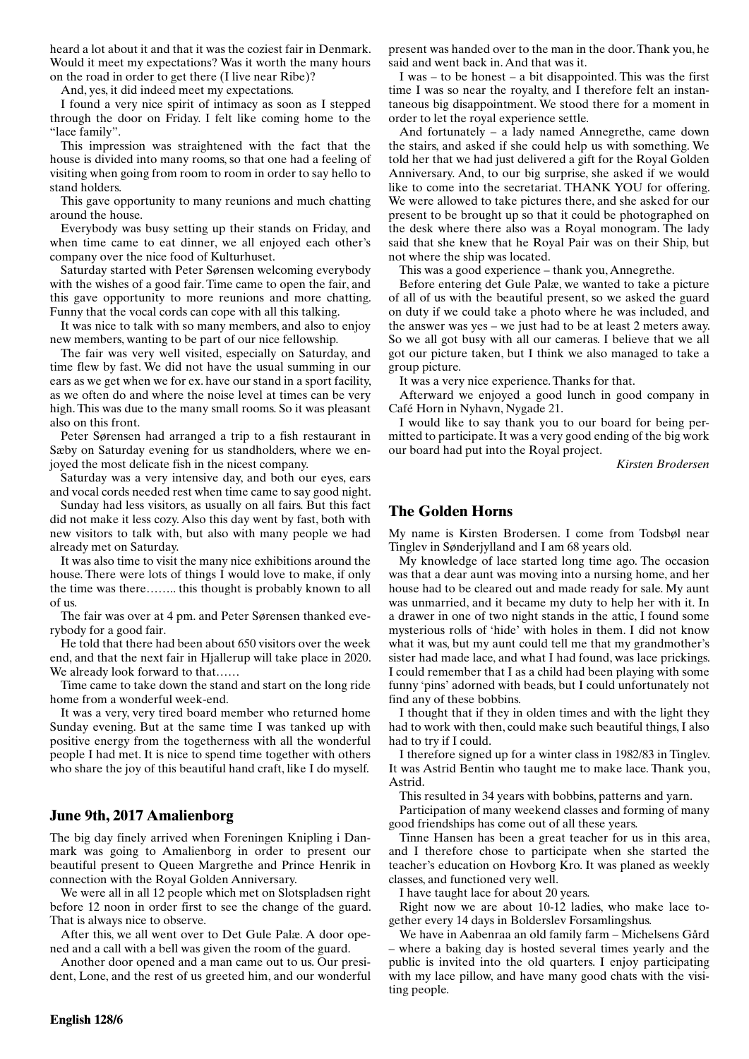heard a lot about it and that it was the coziest fair in Denmark. Would it meet my expectations? Was it worth the many hours on the road in order to get there (I live near Ribe)?

And, yes, it did indeed meet my expectations.

I found a very nice spirit of intimacy as soon as I stepped through the door on Friday. I felt like coming home to the "lace family".

This impression was straightened with the fact that the house is divided into many rooms, so that one had a feeling of visiting when going from room to room in order to say hello to stand holders.

This gave opportunity to many reunions and much chatting around the house.

Everybody was busy setting up their stands on Friday, and when time came to eat dinner, we all enjoyed each other's company over the nice food of Kulturhuset.

Saturday started with Peter Sørensen welcoming everybody with the wishes of a good fair. Time came to open the fair, and this gave opportunity to more reunions and more chatting. Funny that the vocal cords can cope with all this talking.

It was nice to talk with so many members, and also to enjoy new members, wanting to be part of our nice fellowship.

The fair was very well visited, especially on Saturday, and time flew by fast. We did not have the usual summing in our ears as we get when we for ex. have our stand in a sport facility, as we often do and where the noise level at times can be very high. This was due to the many small rooms. So it was pleasant also on this front.

Peter Sørensen had arranged a trip to a fish restaurant in Sæby on Saturday evening for us standholders, where we enjoyed the most delicate fish in the nicest company.

Saturday was a very intensive day, and both our eyes, ears and vocal cords needed rest when time came to say good night.

Sunday had less visitors, as usually on all fairs. But this fact did not make it less cozy. Also this day went by fast, both with new visitors to talk with, but also with many people we had already met on Saturday.

It was also time to visit the many nice exhibitions around the house. There were lots of things I would love to make, if only the time was there…….. this thought is probably known to all of us.

The fair was over at 4 pm. and Peter Sørensen thanked everybody for a good fair.

He told that there had been about 650 visitors over the week end, and that the next fair in Hjallerup will take place in 2020. We already look forward to that……

Time came to take down the stand and start on the long ride home from a wonderful week-end.

It was a very, very tired board member who returned home Sunday evening. But at the same time I was tanked up with positive energy from the togetherness with all the wonderful people I had met. It is nice to spend time together with others who share the joy of this beautiful hand craft, like I do myself.

## June 9th, 2017 Amalienborg

The big day finely arrived when Foreningen Knipling i Danmark was going to Amalienborg in order to present our beautiful present to Queen Margrethe and Prince Henrik in connection with the Royal Golden Anniversary.

We were all in all 12 people which met on Slotspladsen right before 12 noon in order first to see the change of the guard. That is always nice to observe.

After this, we all went over to Det Gule Palæ. A door opened and a call with a bell was given the room of the guard.

Another door opened and a man came out to us. Our president, Lone, and the rest of us greeted him, and our wonderful present was handed over to the man in the door. Thank you, he said and went back in. And that was it.

I was – to be honest – a bit disappointed. This was the first time I was so near the royalty, and I therefore felt an instantaneous big disappointment. We stood there for a moment in order to let the royal experience settle.

And fortunately – a lady named Annegrethe, came down the stairs, and asked if she could help us with something. We told her that we had just delivered a gift for the Royal Golden Anniversary. And, to our big surprise, she asked if we would like to come into the secretariat. THANK YOU for offering. We were allowed to take pictures there, and she asked for our present to be brought up so that it could be photographed on the desk where there also was a Royal monogram. The lady said that she knew that he Royal Pair was on their Ship, but not where the ship was located.

This was a good experience – thank you, Annegrethe.

Before entering det Gule Palæ, we wanted to take a picture of all of us with the beautiful present, so we asked the guard on duty if we could take a photo where he was included, and the answer was yes – we just had to be at least 2 meters away. So we all got busy with all our cameras. I believe that we all got our picture taken, but I think we also managed to take a group picture.

It was a very nice experience. Thanks for that.

Afterward we enjoyed a good lunch in good company in Café Horn in Nyhavn, Nygade 21.

I would like to say thank you to our board for being permitted to participate. It was a very good ending of the big work our board had put into the Royal project.

*Kirsten Brodersen*

## The Golden Horns

My name is Kirsten Brodersen. I come from Todsbøl near Tinglev in Sønderjylland and I am 68 years old.

My knowledge of lace started long time ago. The occasion was that a dear aunt was moving into a nursing home, and her house had to be cleared out and made ready for sale. My aunt was unmarried, and it became my duty to help her with it. In a drawer in one of two night stands in the attic, I found some mysterious rolls of 'hide' with holes in them. I did not know what it was, but my aunt could tell me that my grandmother's sister had made lace, and what I had found, was lace prickings. I could remember that I as a child had been playing with some funny 'pins' adorned with beads, but I could unfortunately not find any of these bobbins.

I thought that if they in olden times and with the light they had to work with then, could make such beautiful things, I also had to try if I could.

I therefore signed up for a winter class in 1982/83 in Tinglev. It was Astrid Bentin who taught me to make lace. Thank you, Astrid.

This resulted in 34 years with bobbins, patterns and yarn.

Participation of many weekend classes and forming of many good friendships has come out of all these years.

Tinne Hansen has been a great teacher for us in this area, and I therefore chose to participate when she started the teacher's education on Hovborg Kro. It was planed as weekly classes, and functioned very well.

I have taught lace for about 20 years.

Right now we are about 10-12 ladies, who make lace together every 14 days in Bolderslev Forsamlingshus.

We have in Aabenraa an old family farm – Michelsens Gård – where a baking day is hosted several times yearly and the public is invited into the old quarters. I enjoy participating with my lace pillow, and have many good chats with the visiting people.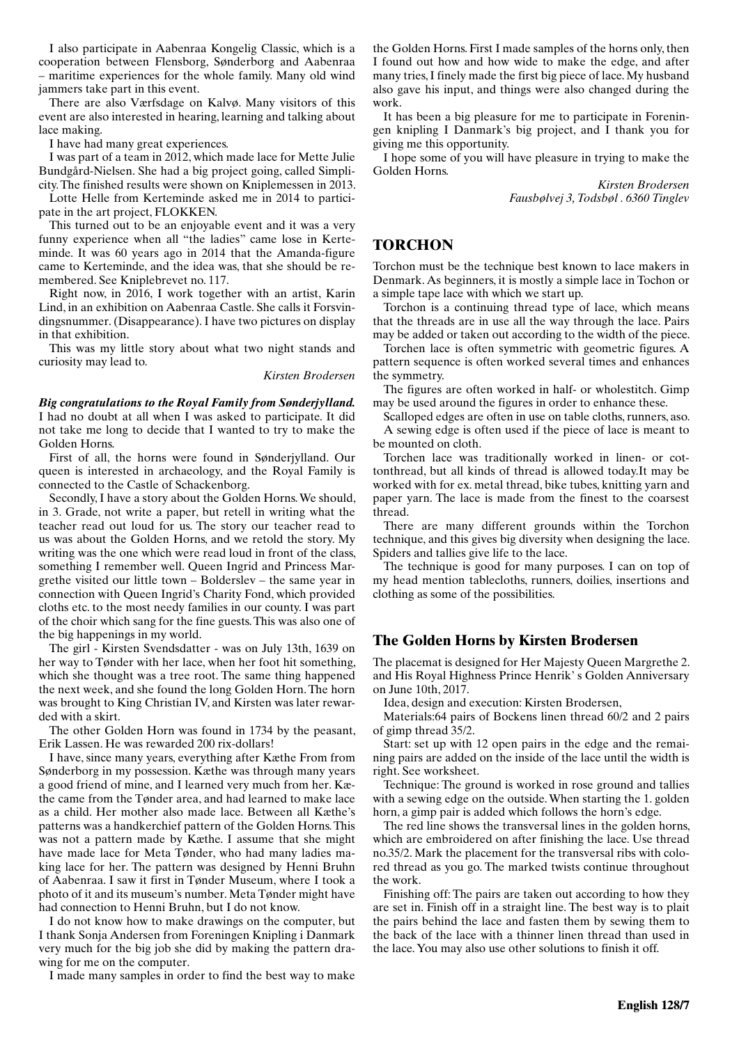I also participate in Aabenraa Kongelig Classic, which is a cooperation between Flensborg, Sønderborg and Aabenraa – maritime experiences for the whole family. Many old wind jammers take part in this event.

There are also Værfsdage on Kalvø. Many visitors of this event are also interested in hearing, learning and talking about lace making.

I have had many great experiences.

I was part of a team in 2012, which made lace for Mette Julie Bundgård-Nielsen. She had a big project going, called Simplicity. The finished results were shown on Kniplemessen in 2013.

Lotte Helle from Kerteminde asked me in 2014 to participate in the art project, FLOKKEN.

This turned out to be an enjoyable event and it was a very funny experience when all "the ladies" came lose in Kerteminde. It was 60 years ago in 2014 that the Amanda-figure came to Kerteminde, and the idea was, that she should be remembered. See Kniplebrevet no. 117.

Right now, in 2016, I work together with an artist, Karin Lind, in an exhibition on Aabenraa Castle. She calls it Forsvindingsnummer. (Disappearance). I have two pictures on display in that exhibition.

This was my little story about what two night stands and curiosity may lead to.

*Kirsten Brodersen*

***Big congratulations to the Royal Family from Sønderjylland.*** I had no doubt at all when I was asked to participate. It did not take me long to decide that I wanted to try to make the Golden Horns.

First of all, the horns were found in Sønderjylland. Our queen is interested in archaeology, and the Royal Family is connected to the Castle of Schackenborg.

Secondly, I have a story about the Golden Horns. We should, in 3. Grade, not write a paper, but retell in writing what the teacher read out loud for us. The story our teacher read to us was about the Golden Horns, and we retold the story. My writing was the one which were read loud in front of the class, something I remember well. Queen Ingrid and Princess Margrethe visited our little town – Bolderslev – the same year in connection with Queen Ingrid's Charity Fond, which provided cloths etc. to the most needy families in our county. I was part of the choir which sang for the fine guests. This was also one of the big happenings in my world.

The girl - Kirsten Svendsdatter - was on July 13th, 1639 on her way to Tønder with her lace, when her foot hit something, which she thought was a tree root. The same thing happened the next week, and she found the long Golden Horn. The horn was brought to King Christian IV, and Kirsten was later rewarded with a skirt.

The other Golden Horn was found in 1734 by the peasant, Erik Lassen. He was rewarded 200 rix-dollars!

I have, since many years, everything after Kæthe From from Sønderborg in my possession. Kæthe was through many years a good friend of mine, and I learned very much from her. Kæthe came from the Tønder area, and had learned to make lace as a child. Her mother also made lace. Between all Kæthe's patterns was a handkerchief pattern of the Golden Horns. This was not a pattern made by Kæthe. I assume that she might have made lace for Meta Tønder, who had many ladies making lace for her. The pattern was designed by Henni Bruhn of Aabenraa. I saw it first in Tønder Museum, where I took a photo of it and its museum's number. Meta Tønder might have had connection to Henni Bruhn, but I do not know.

I do not know how to make drawings on the computer, but I thank Sonja Andersen from Foreningen Knipling i Danmark very much for the big job she did by making the pattern drawing for me on the computer.

I made many samples in order to find the best way to make the Golden Horns. First I made samples of the horns only, then I found out how and how wide to make the edge, and after many tries, I finely made the first big piece of lace. My husband also gave his input, and things were also changed during the work.

It has been a big pleasure for me to participate in Foreningen knipling I Danmark's big project, and I thank you for giving me this opportunity.

I hope some of you will have pleasure in trying to make the Golden Horns.

*Kirsten Brodersen*
*Fausbølvej 3, Todsbøl . 6360 Tinglev*

## TORCHON

Torchon must be the technique best known to lace makers in Denmark. As beginners, it is mostly a simple lace in Tochon or a simple tape lace with which we start up.

Torchon is a continuing thread type of lace, which means that the threads are in use all the way through the lace. Pairs may be added or taken out according to the width of the piece.

Torchen lace is often symmetric with geometric figures. A pattern sequence is often worked several times and enhances the symmetry.

The figures are often worked in half- or wholestitch. Gimp may be used around the figures in order to enhance these.

Scalloped edges are often in use on table cloths, runners, aso.

A sewing edge is often used if the piece of lace is meant to be mounted on cloth.

Torchen lace was traditionally worked in linen- or cottonthread, but all kinds of thread is allowed today.It may be worked with for ex. metal thread, bike tubes, knitting yarn and paper yarn. The lace is made from the finest to the coarsest thread.

There are many different grounds within the Torchon technique, and this gives big diversity when designing the lace. Spiders and tallies give life to the lace.

The technique is good for many purposes. I can on top of my head mention tablecloths, runners, doilies, insertions and clothing as some of the possibilities.

## The Golden Horns by Kirsten Brodersen

The placemat is designed for Her Majesty Queen Margrethe 2. and His Royal Highness Prince Henrik' s Golden Anniversary on June 10th, 2017.

Idea, design and execution: Kirsten Brodersen,

Materials:64 pairs of Bockens linen thread 60/2 and 2 pairs of gimp thread 35/2.

Start: set up with 12 open pairs in the edge and the remaining pairs are added on the inside of the lace until the width is right. See worksheet.

Technique: The ground is worked in rose ground and tallies with a sewing edge on the outside. When starting the 1. golden horn, a gimp pair is added which follows the horn's edge.

The red line shows the transversal lines in the golden horns, which are embroidered on after finishing the lace. Use thread no.35/2. Mark the placement for the transversal ribs with colored thread as you go. The marked twists continue throughout the work.

Finishing off: The pairs are taken out according to how they are set in. Finish off in a straight line. The best way is to plait the pairs behind the lace and fasten them by sewing them to the back of the lace with a thinner linen thread than used in the lace. You may also use other solutions to finish it off.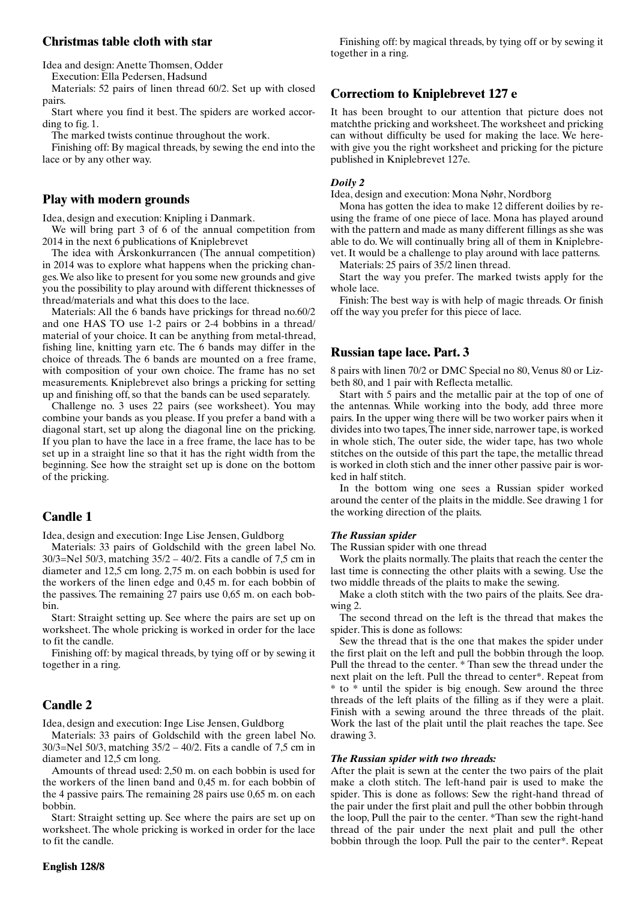## Christmas table cloth with star

Idea and design: Anette Thomsen, Odder

Execution: Ella Pedersen, Hadsund

Materials: 52 pairs of linen thread 60/2. Set up with closed pairs.

Start where you find it best. The spiders are worked according to fig. 1.

The marked twists continue throughout the work.

Finishing off: By magical threads, by sewing the end into the lace or by any other way.

## Play with modern grounds

Idea, design and execution: Knipling i Danmark.

We will bring part 3 of 6 of the annual competition from 2014 in the next 6 publications of Kniplebrevet

The idea with Årskonkurrancen (The annual competition) in 2014 was to explore what happens when the pricking changes. We also like to present for you some new grounds and give you the possibility to play around with different thicknesses of thread/materials and what this does to the lace.

Materials: All the 6 bands have prickings for thread no.60/2 and one HAS TO use 1-2 pairs or 2-4 bobbins in a thread/material of your choice. It can be anything from metal-thread, fishing line, knitting yarn etc. The 6 bands may differ in the choice of threads. The 6 bands are mounted on a free frame, with composition of your own choice. The frame has no set measurements. Kniplebrevet also brings a pricking for setting up and finishing off, so that the bands can be used separately.

Challenge no. 3 uses 22 pairs (see worksheet). You may combine your bands as you please. If you prefer a band with a diagonal start, set up along the diagonal line on the pricking. If you plan to have the lace in a free frame, the lace has to be set up in a straight line so that it has the right width from the beginning. See how the straight set up is done on the bottom of the pricking.

## Candle 1

Idea, design and execution: Inge Lise Jensen, Guldborg

Materials: 33 pairs of Goldschild with the green label No. 30/3=Nel 50/3, matching 35/2 – 40/2. Fits a candle of 7,5 cm in diameter and 12,5 cm long. 2,75 m. on each bobbin is used for the workers of the linen edge and 0,45 m. for each bobbin of the passives. The remaining 27 pairs use 0,65 m. on each bobbin.

Start: Straight setting up. See where the pairs are set up on worksheet. The whole pricking is worked in order for the lace to fit the candle.

Finishing off: by magical threads, by tying off or by sewing it together in a ring.

## Candle 2

Idea, design and execution: Inge Lise Jensen, Guldborg

Materials: 33 pairs of Goldschild with the green label No. 30/3=Nel 50/3, matching 35/2 – 40/2. Fits a candle of 7,5 cm in diameter and 12,5 cm long.

Amounts of thread used: 2,50 m. on each bobbin is used for the workers of the linen band and 0,45 m. for each bobbin of the 4 passive pairs. The remaining 28 pairs use 0,65 m. on each bobbin.

Start: Straight setting up. See where the pairs are set up on worksheet. The whole pricking is worked in order for the lace to fit the candle.

Finishing off: by magical threads, by tying off or by sewing it together in a ring.

## Correctiom to Kniplebrevet 127 e

It has been brought to our attention that picture does not matchthe pricking and worksheet. The worksheet and pricking can without difficulty be used for making the lace. We herewith give you the right worksheet and pricking for the picture published in Kniplebrevet 127e.

### *Doily 2*

Idea, design and execution: Mona Nøhr, Nordborg

Mona has gotten the idea to make 12 different doilies by reusing the frame of one piece of lace. Mona has played around with the pattern and made as many different fillings as she was able to do. We will continually bring all of them in Kniplebrevet. It would be a challenge to play around with lace patterns.

Materials: 25 pairs of 35/2 linen thread.

Start the way you prefer. The marked twists apply for the whole lace.

Finish: The best way is with help of magic threads. Or finish off the way you prefer for this piece of lace.

## Russian tape lace. Part. 3

8 pairs with linen 70/2 or DMC Special no 80, Venus 80 or Lizbeth 80, and 1 pair with Reflecta metallic.

Start with 5 pairs and the metallic pair at the top of one of the antennas. While working into the body, add three more pairs. In the upper wing there will be two worker pairs when it divides into two tapes, The inner side, narrower tape, is worked in whole stich, The outer side, the wider tape, has two whole stitches on the outside of this part the tape, the metallic thread is worked in cloth stich and the inner other passive pair is worked in half stitch.

In the bottom wing one sees a Russian spider worked around the center of the plaits in the middle. See drawing 1 for the working direction of the plaits.

### *The Russian spider*

The Russian spider with one thread

Work the plaits normally. The plaits that reach the center the last time is connecting the other plaits with a sewing. Use the two middle threads of the plaits to make the sewing.

Make a cloth stitch with the two pairs of the plaits. See drawing 2.

The second thread on the left is the thread that makes the spider. This is done as follows:

Sew the thread that is the one that makes the spider under the first plait on the left and pull the bobbin through the loop. Pull the thread to the center. * Than sew the thread under the next plait on the left. Pull the thread to center*. Repeat from * to * until the spider is big enough. Sew around the three threads of the left plaits of the filling as if they were a plait. Finish with a sewing around the three threads of the plait. Work the last of the plait until the plait reaches the tape. See drawing 3.

### *The Russian spider with two threads:*

After the plait is sewn at the center the two pairs of the plait make a cloth stitch. The left-hand pair is used to make the spider. This is done as follows: Sew the right-hand thread of the pair under the first plait and pull the other bobbin through the loop, Pull the pair to the center. *Than sew the right-hand thread of the pair under the next plait and pull the other bobbin through the loop. Pull the pair to the center*. Repeat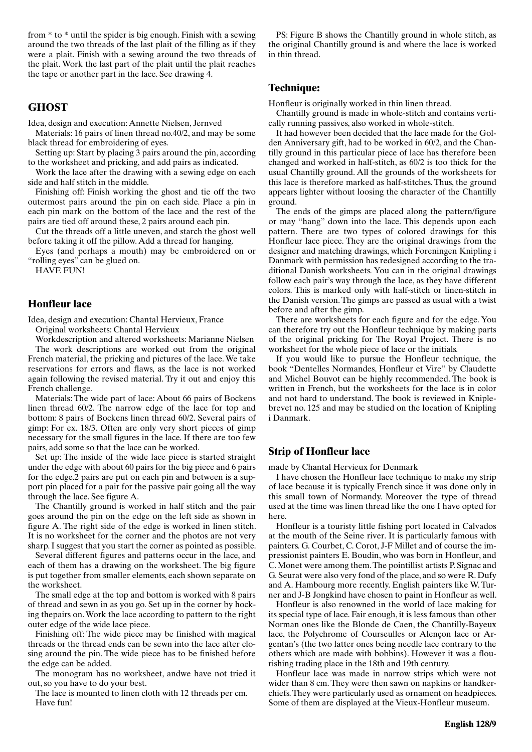from * to * until the spider is big enough. Finish with a sewing around the two threads of the last plait of the filling as if they were a plait. Finish with a sewing around the two threads of the plait. Work the last part of the plait until the plait reaches the tape or another part in the lace. See drawing 4.

## GHOST

Idea, design and execution: Annette Nielsen, Jernved

Materials: 16 pairs of linen thread no.40/2, and may be some black thread for embroidering of eyes.

Setting up: Start by placing 3 pairs around the pin, according to the worksheet and pricking, and add pairs as indicated.

Work the lace after the drawing with a sewing edge on each side and half stitch in the middle.

Finishing off: Finish working the ghost and tie off the two outermost pairs around the pin on each side. Place a pin in each pin mark on the bottom of the lace and the rest of the pairs are tied off around these, 2 pairs around each pin.

Cut the threads off a little uneven, and starch the ghost well before taking it off the pillow. Add a thread for hanging.

Eyes (and perhaps a mouth) may be embroidered on or "rolling eyes" can be glued on.

HAVE FUN!

## Honfleur lace

Idea, design and execution: Chantal Hervieux, France

Original worksheets: Chantal Hervieux

Workdescription and altered worksheets: Marianne Nielsen

The work descriptions are worked out from the original French material, the pricking and pictures of the lace. We take reservations for errors and flaws, as the lace is not worked again following the revised material. Try it out and enjoy this French challenge.

Materials: The wide part of lace: About 66 pairs of Bockens linen thread 60/2. The narrow edge of the lace for top and bottom: 8 pairs of Bockens linen thread 60/2. Several pairs of gimp: For ex. 18/3. Often are only very short pieces of gimp necessary for the small figures in the lace. If there are too few pairs, add some so that the lace can be worked.

Set up: The inside of the wide lace piece is started straight under the edge with about 60 pairs for the big piece and 6 pairs for the edge.2 pairs are put on each pin and between is a support pin placed for a pair for the passive pair going all the way through the lace. See figure A.

The Chantilly ground is worked in half stitch and the pair goes around the pin on the edge on the left side as shown in figure A. The right side of the edge is worked in linen stitch. It is no worksheet for the corner and the photos are not very sharp. I suggest that you start the corner as pointed as possible.

Several different figures and patterns occur in the lace, and each of them has a drawing on the worksheet. The big figure is put together from smaller elements, each shown separate on the worksheet.

The small edge at the top and bottom is worked with 8 pairs of thread and sewn in as you go. Set up in the corner by hocking thepairs on. Work the lace according to pattern to the right outer edge of the wide lace piece.

Finishing off: The wide piece may be finished with magical threads or the thread ends can be sewn into the lace after closing around the pin. The wide piece has to be finished before the edge can be added.

The monogram has no worksheet, andwe have not tried it out, so you have to do your best.

The lace is mounted to linen cloth with 12 threads per cm.

Have fun!

PS: Figure B shows the Chantilly ground in whole stitch, as the original Chantilly ground is and where the lace is worked in thin thread.

## Technique:

Honfleur is originally worked in thin linen thread.

Chantilly ground is made in whole-stitch and contains vertically running passives, also worked in whole-stitch.

It had however been decided that the lace made for the Golden Anniversary gift, had to be worked in 60/2, and the Chantilly ground in this particular piece of lace has therefore been changed and worked in half-stitch, as 60/2 is too thick for the usual Chantilly ground. All the grounds of the worksheets for this lace is therefore marked as half-stitches. Thus, the ground appears lighter without loosing the character of the Chantilly ground.

The ends of the gimps are placed along the pattern/figure or may "hang" down into the lace. This depends upon each pattern. There are two types of colored drawings for this Honfleur lace piece. They are the original drawings from the designer and matching drawings, which Foreningen Knipling i Danmark with permission has redesigned according to the traditional Danish worksheets. You can in the original drawings follow each pair's way through the lace, as they have different colors. This is marked only with half-stitch or linen-stitch in the Danish version. The gimps are passed as usual with a twist before and after the gimp.

There are worksheets for each figure and for the edge. You can therefore try out the Honfleur technique by making parts of the original pricking for The Royal Project. There is no worksheet for the whole piece of lace or the initials.

If you would like to pursue the Honfleur technique, the book "Dentelles Normandes, Honfleur et Vire" by Claudette and Michel Bouvot can be highly recommended. The book is written in French, but the worksheets for the lace is in color and not hard to understand. The book is reviewed in Kniplebrevet no. 125 and may be studied on the location of Knipling i Danmark.

## Strip of Honfleur lace

made by Chantal Hervieux for Denmark

I have chosen the Honfleur lace technique to make my strip of lace because it is typically French since it was done only in this small town of Normandy. Moreover the type of thread used at the time was linen thread like the one I have opted for here.

Honfleur is a touristy little fishing port located in Calvados at the mouth of the Seine river. It is particularly famous with painters. G. Courbet, C. Corot, J-F Millet and of course the impressionist painters E. Boudin, who was born in Honfleur, and C. Monet were among them. The pointillist artists P. Signac and G. Seurat were also very fond of the place, and so were R. Dufy and A. Hambourg more recently. English painters like W. Turner and J-B Jongkind have chosen to paint in Honfleur as well.

Honfleur is also renowned in the world of lace making for its special type of lace. Fair enough, it is less famous than other Norman ones like the Blonde de Caen, the Chantilly-Bayeux lace, the Polychrome of Courseulles or Alençon lace or Argentan's (the two latter ones being needle lace contrary to the others which are made with bobbins). However it was a flourishing trading place in the 18th and 19th century.

Honfleur lace was made in narrow strips which were not wider than 8 cm. They were then sawn on napkins or handkerchiefs. They were particularly used as ornament on headpieces. Some of them are displayed at the Vieux-Honfleur museum.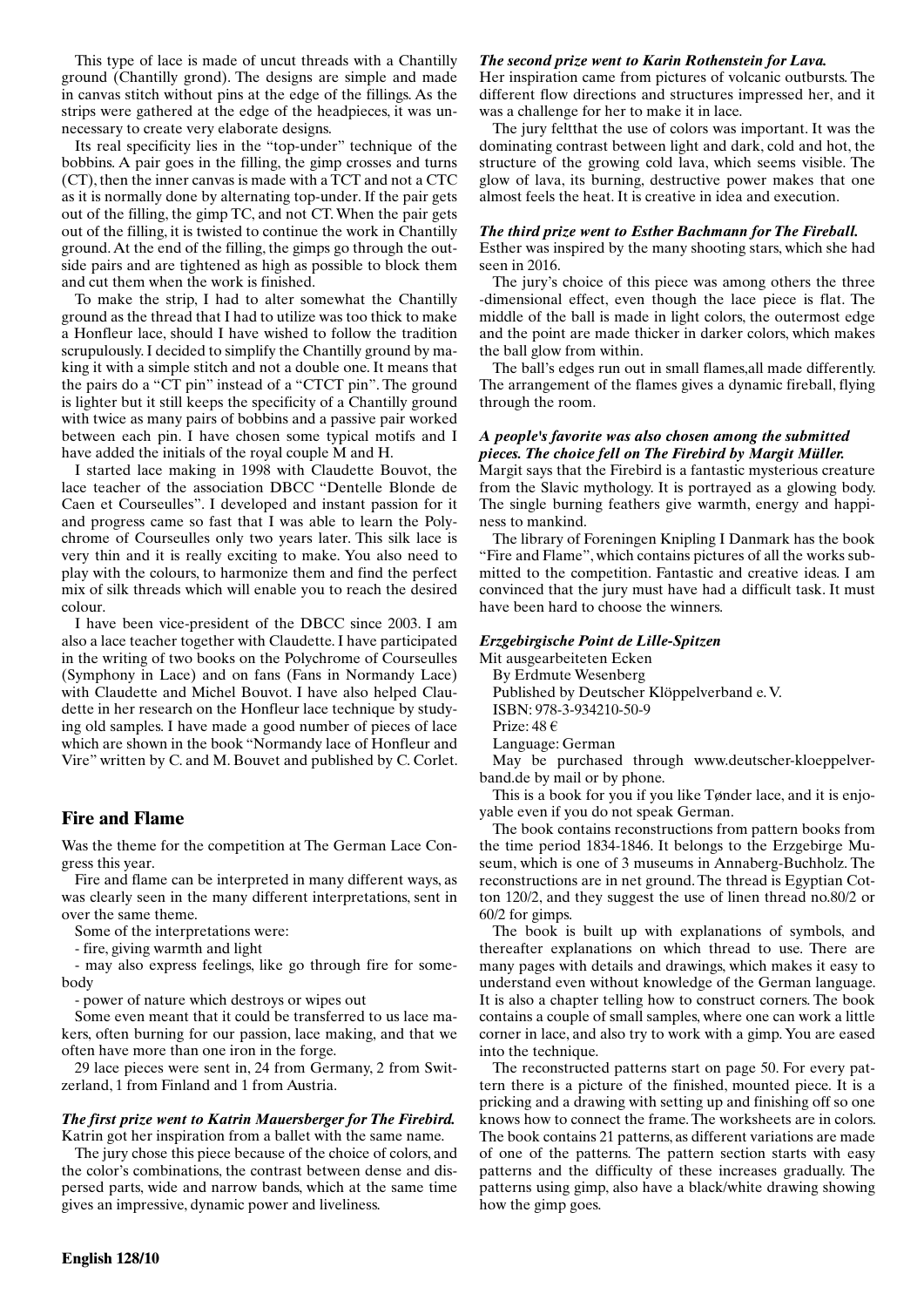This type of lace is made of uncut threads with a Chantilly ground (Chantilly grond). The designs are simple and made in canvas stitch without pins at the edge of the fillings. As the strips were gathered at the edge of the headpieces, it was unnecessary to create very elaborate designs.

Its real specificity lies in the "top-under" technique of the bobbins. A pair goes in the filling, the gimp crosses and turns (CT), then the inner canvas is made with a TCT and not a CTC as it is normally done by alternating top-under. If the pair gets out of the filling, the gimp TC, and not CT. When the pair gets out of the filling, it is twisted to continue the work in Chantilly ground. At the end of the filling, the gimps go through the outside pairs and are tightened as high as possible to block them and cut them when the work is finished.

To make the strip, I had to alter somewhat the Chantilly ground as the thread that I had to utilize was too thick to make a Honfleur lace, should I have wished to follow the tradition scrupulously. I decided to simplify the Chantilly ground by making it with a simple stitch and not a double one. It means that the pairs do a "CT pin" instead of a "CTCT pin". The ground is lighter but it still keeps the specificity of a Chantilly ground with twice as many pairs of bobbins and a passive pair worked between each pin. I have chosen some typical motifs and I have added the initials of the royal couple M and H.

I started lace making in 1998 with Claudette Bouvot, the lace teacher of the association DBCC "Dentelle Blonde de Caen et Courseulles". I developed and instant passion for it and progress came so fast that I was able to learn the Polychrome of Courseulles only two years later. This silk lace is very thin and it is really exciting to make. You also need to play with the colours, to harmonize them and find the perfect mix of silk threads which will enable you to reach the desired colour.

I have been vice-president of the DBCC since 2003. I am also a lace teacher together with Claudette. I have participated in the writing of two books on the Polychrome of Courseulles (Symphony in Lace) and on fans (Fans in Normandy Lace) with Claudette and Michel Bouvot. I have also helped Claudette in her research on the Honfleur lace technique by studying old samples. I have made a good number of pieces of lace which are shown in the book "Normandy lace of Honfleur and Vire" written by C. and M. Bouvet and published by C. Corlet.

## Fire and Flame

Was the theme for the competition at The German Lace Congress this year.

Fire and flame can be interpreted in many different ways, as was clearly seen in the many different interpretations, sent in over the same theme.

Some of the interpretations were:

- fire, giving warmth and light
- may also express feelings, like go through fire for somebody
- power of nature which destroys or wipes out

Some even meant that it could be transferred to us lace makers, often burning for our passion, lace making, and that we often have more than one iron in the forge.

29 lace pieces were sent in, 24 from Germany, 2 from Switzerland, 1 from Finland and 1 from Austria.

***The first prize went to Katrin Mauersberger for The Firebird.***

Katrin got her inspiration from a ballet with the same name.

The jury chose this piece because of the choice of colors, and the color's combinations, the contrast between dense and dispersed parts, wide and narrow bands, which at the same time gives an impressive, dynamic power and liveliness.

***The second prize went to Karin Rothenstein for Lava.***

Her inspiration came from pictures of volcanic outbursts. The different flow directions and structures impressed her, and it was a challenge for her to make it in lace.

The jury feltthat the use of colors was important. It was the dominating contrast between light and dark, cold and hot, the structure of the growing cold lava, which seems visible. The glow of lava, its burning, destructive power makes that one almost feels the heat. It is creative in idea and execution.

***The third prize went to Esther Bachmann for The Fireball.***

Esther was inspired by the many shooting stars, which she had seen in 2016.

The jury's choice of this piece was among others the three -dimensional effect, even though the lace piece is flat. The middle of the ball is made in light colors, the outermost edge and the point are made thicker in darker colors, which makes the ball glow from within.

The ball's edges run out in small flames,all made differently. The arrangement of the flames gives a dynamic fireball, flying through the room.

***A people's favorite was also chosen among the submitted pieces. The choice fell on The Firebird by Margit Müller.***

Margit says that the Firebird is a fantastic mysterious creature from the Slavic mythology. It is portrayed as a glowing body. The single burning feathers give warmth, energy and happiness to mankind.

The library of Foreningen Knipling I Danmark has the book "Fire and Flame", which contains pictures of all the works submitted to the competition. Fantastic and creative ideas. I am convinced that the jury must have had a difficult task. It must have been hard to choose the winners.

***Erzgebirgische Point de Lille-Spitzen***

Mit ausgearbeiteten Ecken

By Erdmute Wesenberg

Published by Deutscher Klöppelverband e. V.

ISBN: 978-3-934210-50-9

Prize: 48 €

Language: German

May be purchased through www.deutscher-kloeppelverband.de by mail or by phone.

This is a book for you if you like Tønder lace, and it is enjoyable even if you do not speak German.

The book contains reconstructions from pattern books from the time period 1834-1846. It belongs to the Erzgebirge Museum, which is one of 3 museums in Annaberg-Buchholz. The reconstructions are in net ground. The thread is Egyptian Cotton 120/2, and they suggest the use of linen thread no.80/2 or 60/2 for gimps.

The book is built up with explanations of symbols, and thereafter explanations on which thread to use. There are many pages with details and drawings, which makes it easy to understand even without knowledge of the German language. It is also a chapter telling how to construct corners. The book contains a couple of small samples, where one can work a little corner in lace, and also try to work with a gimp. You are eased into the technique.

The reconstructed patterns start on page 50. For every pattern there is a picture of the finished, mounted piece. It is a pricking and a drawing with setting up and finishing off so one knows how to connect the frame. The worksheets are in colors. The book contains 21 patterns, as different variations are made of one of the patterns. The pattern section starts with easy patterns and the difficulty of these increases gradually. The patterns using gimp, also have a black/white drawing showing how the gimp goes.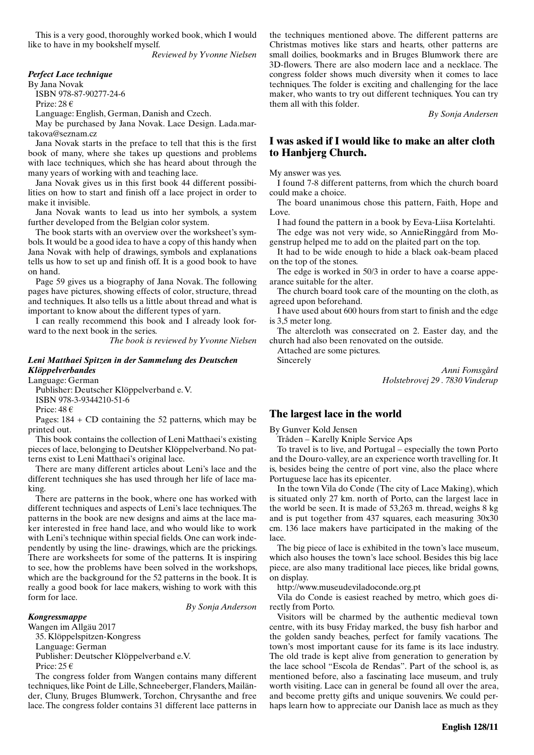This is a very good, thoroughly worked book, which I would like to have in my bookshelf myself.

*Reviewed by Yvonne Nielsen*

***Perfect Lace technique***

By Jana Novak

ISBN 978-87-90277-24-6

Prize: 28 €

Language: English, German, Danish and Czech.

May be purchased by Jana Novak. Lace Design. Lada.martakova@seznam.cz

Jana Novak starts in the preface to tell that this is the first book of many, where she takes up questions and problems with lace techniques, which she has heard about through the many years of working with and teaching lace.

Jana Novak gives us in this first book 44 different possibilities on how to start and finish off a lace project in order to make it invisible.

Jana Novak wants to lead us into her symbols, a system further developed from the Belgian color system.

The book starts with an overview over the worksheet's symbols. It would be a good idea to have a copy of this handy when Jana Novak with help of drawings, symbols and explanations tells us how to set up and finish off. It is a good book to have on hand.

Page 59 gives us a biography of Jana Novak. The following pages have pictures, showing effects of color, structure, thread and techniques. It also tells us a little about thread and what is important to know about the different types of yarn.

I can really recommend this book and I already look forward to the next book in the series.

*The book is reviewed by Yvonne Nielsen*

***Leni Matthaei Spitzen in der Sammelung des Deutschen Klöppelverbandes***

Language: German

Publisher: Deutscher Klöppelverband e. V.

ISBN 978-3-9344210-51-6

Price: 48 €

Pages: 184 + CD containing the 52 patterns, which may be printed out.

This book contains the collection of Leni Matthaei's existing pieces of lace, belonging to Deutsher Klöppelverband. No patterns exist to Leni Matthaei's original lace.

There are many different articles about Leni's lace and the different techniques she has used through her life of lace making.

There are patterns in the book, where one has worked with different techniques and aspects of Leni's lace techniques. The patterns in the book are new designs and aims at the lace maker interested in free hand lace, and who would like to work with Leni's technique within special fields. One can work independently by using the line- drawings, which are the prickings. There are worksheets for some of the patterns. It is inspiring to see, how the problems have been solved in the workshops, which are the background for the 52 patterns in the book. It is really a good book for lace makers, wishing to work with this form for lace.

*By Sonja Anderson*

***Kongressmappe***

Wangen im Allgäu 2017

35. Klöppelspitzen-Kongress

Language: German

Publisher: Deutscher Klöppelverband e.V.

Price: 25 €

The congress folder from Wangen contains many different techniques, like Point de Lille, Schneeberger, Flanders, Mailänder, Cluny, Bruges Blumwerk, Torchon, Chrysanthe and free lace. The congress folder contains 31 different lace patterns in the techniques mentioned above. The different patterns are Christmas motives like stars and hearts, other patterns are small doilies, bookmarks and in Bruges Blumwork there are 3D-flowers. There are also modern lace and a necklace. The congress folder shows much diversity when it comes to lace techniques. The folder is exciting and challenging for the lace maker, who wants to try out different techniques. You can try them all with this folder.

*By Sonja Andersen*

## I was asked if I would like to make an alter cloth to Hanbjerg Church.

My answer was yes.

I found 7-8 different patterns, from which the church board could make a choice.

The board unanimous chose this pattern, Faith, Hope and Love.

I had found the pattern in a book by Eeva-Liisa Kortelahti.

The edge was not very wide, so AnnieRinggård from Mogenstrup helped me to add on the plaited part on the top.

It had to be wide enough to hide a black oak-beam placed on the top of the stones.

The edge is worked in 50/3 in order to have a coarse appearance suitable for the alter.

The church board took care of the mounting on the cloth, as agreed upon beforehand.

I have used about 600 hours from start to finish and the edge is 3,5 meter long.

The altercloth was consecrated on 2. Easter day, and the church had also been renovated on the outside.

Attached are some pictures.

Sincerely

*Anni Fomsgård*
*Holstebrovej 29 . 7830 Vinderup*

## The largest lace in the world

By Gunver Kold Jensen

Tråden – Karelly Kniple Service Aps

To travel is to live, and Portugal – especially the town Porto and the Douro-valley, are an experience worth travelling for. It is, besides being the centre of port vine, also the place where Portuguese lace has its epicenter.

In the town Vila do Conde (The city of Lace Making), which is situated only 27 km. north of Porto, can the largest lace in the world be seen. It is made of 53,263 m. thread, weighs 8 kg and is put together from 437 squares, each measuring 30x30 cm. 136 lace makers have participated in the making of the lace.

The big piece of lace is exhibited in the town's lace museum, which also houses the town's lace school. Besides this big lace piece, are also many traditional lace pieces, like bridal gowns, on display.

http://www.museudeviladoconde.org.pt

Vila do Conde is easiest reached by metro, which goes directly from Porto.

Visitors will be charmed by the authentic medieval town centre, with its busy Friday marked, the busy fish harbor and the golden sandy beaches, perfect for family vacations. The town's most important cause for its fame is its lace industry. The old trade is kept alive from generation to generation by the lace school "Escola de Rendas". Part of the school is, as mentioned before, also a fascinating lace museum, and truly worth visiting. Lace can in general be found all over the area, and become pretty gifts and unique souvenirs. We could perhaps learn how to appreciate our Danish lace as much as they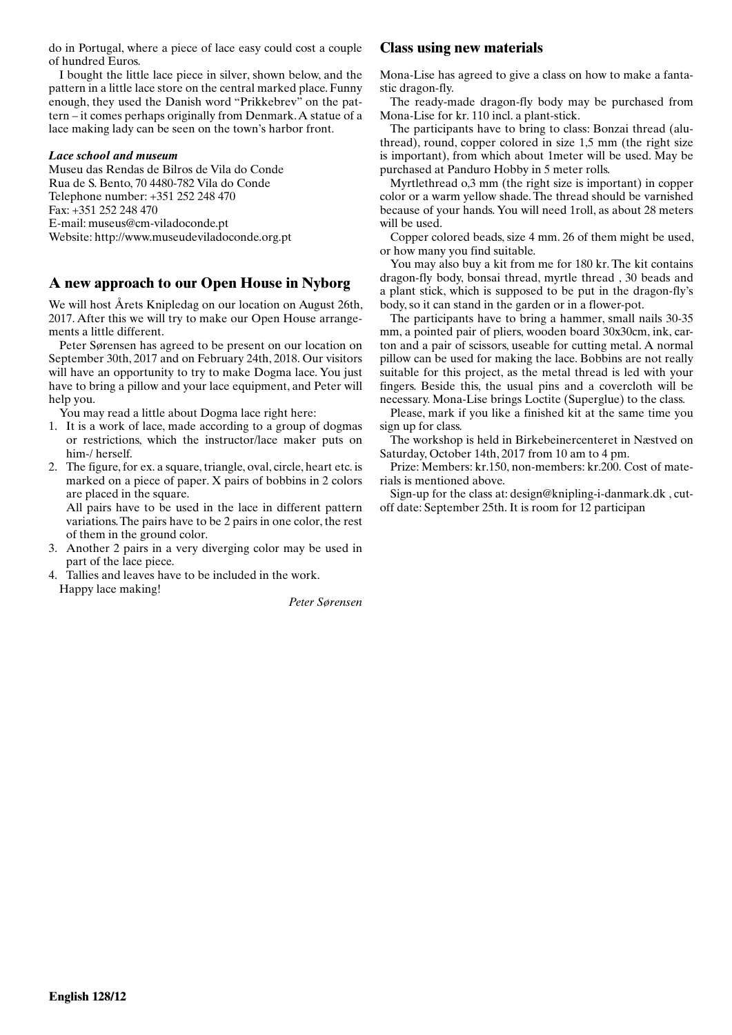do in Portugal, where a piece of lace easy could cost a couple of hundred Euros.

I bought the little lace piece in silver, shown below, and the pattern in a little lace store on the central marked place. Funny enough, they used the Danish word "Prikkebrev" on the pattern – it comes perhaps originally from Denmark. A statue of a lace making lady can be seen on the town's harbor front.

***Lace school and museum***

Museu das Rendas de Bilros de Vila do Conde
Rua de S. Bento, 70 4480-782 Vila do Conde
Telephone number: +351 252 248 470
Fax: +351 252 248 470
E-mail: museus@cm-viladoconde.pt
Website: http://www.museudeviladoconde.org.pt

## A new approach to our Open House in Nyborg

We will host Årets Knipledag on our location on August 26th, 2017. After this we will try to make our Open House arrangements a little different.

Peter Sørensen has agreed to be present on our location on September 30th, 2017 and on February 24th, 2018. Our visitors will have an opportunity to try to make Dogma lace. You just have to bring a pillow and your lace equipment, and Peter will help you.

You may read a little about Dogma lace right here:

1. It is a work of lace, made according to a group of dogmas or restrictions, which the instructor/lace maker puts on him-/ herself.
2. The figure, for ex. a square, triangle, oval, circle, heart etc. is marked on a piece of paper. X pairs of bobbins in 2 colors are placed in the square.
   All pairs have to be used in the lace in different pattern variations. The pairs have to be 2 pairs in one color, the rest of them in the ground color.
3. Another 2 pairs in a very diverging color may be used in part of the lace piece.
4. Tallies and leaves have to be included in the work.

Happy lace making!

*Peter Sørensen*

## Class using new materials

Mona-Lise has agreed to give a class on how to make a fantastic dragon-fly.

The ready-made dragon-fly body may be purchased from Mona-Lise for kr. 110 incl. a plant-stick.

The participants have to bring to class: Bonzai thread (aluthread), round, copper colored in size 1,5 mm (the right size is important), from which about 1meter will be used. May be purchased at Panduro Hobby in 5 meter rolls.

Myrtlethread o,3 mm (the right size is important) in copper color or a warm yellow shade. The thread should be varnished because of your hands. You will need 1roll, as about 28 meters will be used.

Copper colored beads, size 4 mm. 26 of them might be used, or how many you find suitable.

You may also buy a kit from me for 180 kr. The kit contains dragon-fly body, bonsai thread, myrtle thread , 30 beads and a plant stick, which is supposed to be put in the dragon-fly's body, so it can stand in the garden or in a flower-pot.

The participants have to bring a hammer, small nails 30-35 mm, a pointed pair of pliers, wooden board 30x30cm, ink, carton and a pair of scissors, useable for cutting metal. A normal pillow can be used for making the lace. Bobbins are not really suitable for this project, as the metal thread is led with your fingers. Beside this, the usual pins and a covercloth will be necessary. Mona-Lise brings Loctite (Superglue) to the class.

Please, mark if you like a finished kit at the same time you sign up for class.

The workshop is held in Birkebeinercenteret in Næstved on Saturday, October 14th, 2017 from 10 am to 4 pm.

Prize: Members: kr.150, non-members: kr.200. Cost of materials is mentioned above.

Sign-up for the class at: design@knipling-i-danmark.dk , cutoff date: September 25th. It is room for 12 participan